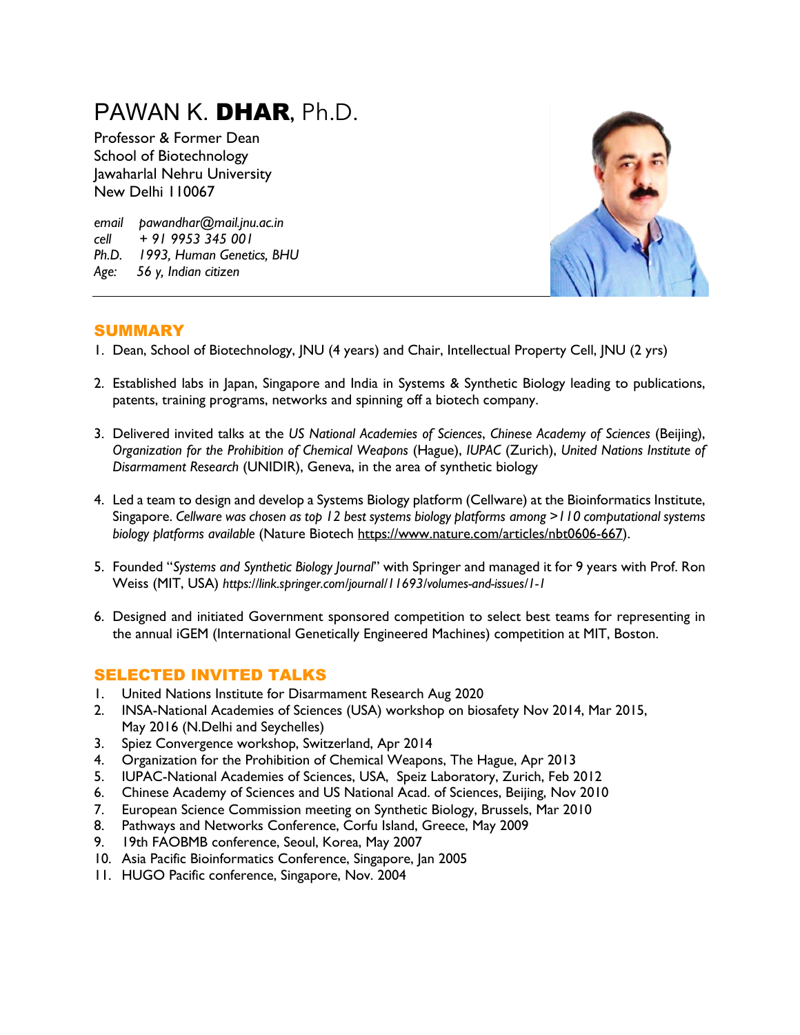# PAWAN K. **DHAR**, Ph.D.

Professor & Former Dean
School of Biotechnology
Jawaharlal Nehru University
New Delhi 110067

*email pawandhar@mail.jnu.ac.in*
*cell + 91 9953 345 001*
*Ph.D. 1993, Human Genetics, BHU*
*Age: 56 y, Indian citizen*

---

## SUMMARY

1. Dean, School of Biotechnology, JNU (4 years) and Chair, Intellectual Property Cell, JNU (2 yrs)

2. Established labs in Japan, Singapore and India in Systems & Synthetic Biology leading to publications, patents, training programs, networks and spinning off a biotech company.

3. Delivered invited talks at the *US National Academies of Sciences*, *Chinese Academy of Sciences* (Beijing), *Organization for the Prohibition of Chemical Weapons* (Hague), *IUPAC* (Zurich), *United Nations Institute of Disarmament Research* (UNIDIR), Geneva, in the area of synthetic biology

4. Led a team to design and develop a Systems Biology platform (Cellware) at the Bioinformatics Institute, Singapore. *Cellware was chosen as top 12 best systems biology platforms among >110 computational systems biology platforms available* (Nature Biotech https://www.nature.com/articles/nbt0606-667).

5. Founded "*Systems and Synthetic Biology Journal*" with Springer and managed it for 9 years with Prof. Ron Weiss (MIT, USA) *https://link.springer.com/journal/11693/volumes-and-issues/1-1*

6. Designed and initiated Government sponsored competition to select best teams for representing in the annual iGEM (International Genetically Engineered Machines) competition at MIT, Boston.

## SELECTED INVITED TALKS

1. United Nations Institute for Disarmament Research Aug 2020
2. INSA-National Academies of Sciences (USA) workshop on biosafety Nov 2014, Mar 2015, May 2016 (N.Delhi and Seychelles)
3. Spiez Convergence workshop, Switzerland, Apr 2014
4. Organization for the Prohibition of Chemical Weapons, The Hague, Apr 2013
5. IUPAC-National Academies of Sciences, USA, Speiz Laboratory, Zurich, Feb 2012
6. Chinese Academy of Sciences and US National Acad. of Sciences, Beijing, Nov 2010
7. European Science Commission meeting on Synthetic Biology, Brussels, Mar 2010
8. Pathways and Networks Conference, Corfu Island, Greece, May 2009
9. 19th FAOBMB conference, Seoul, Korea, May 2007
10. Asia Pacific Bioinformatics Conference, Singapore, Jan 2005
11. HUGO Pacific conference, Singapore, Nov. 2004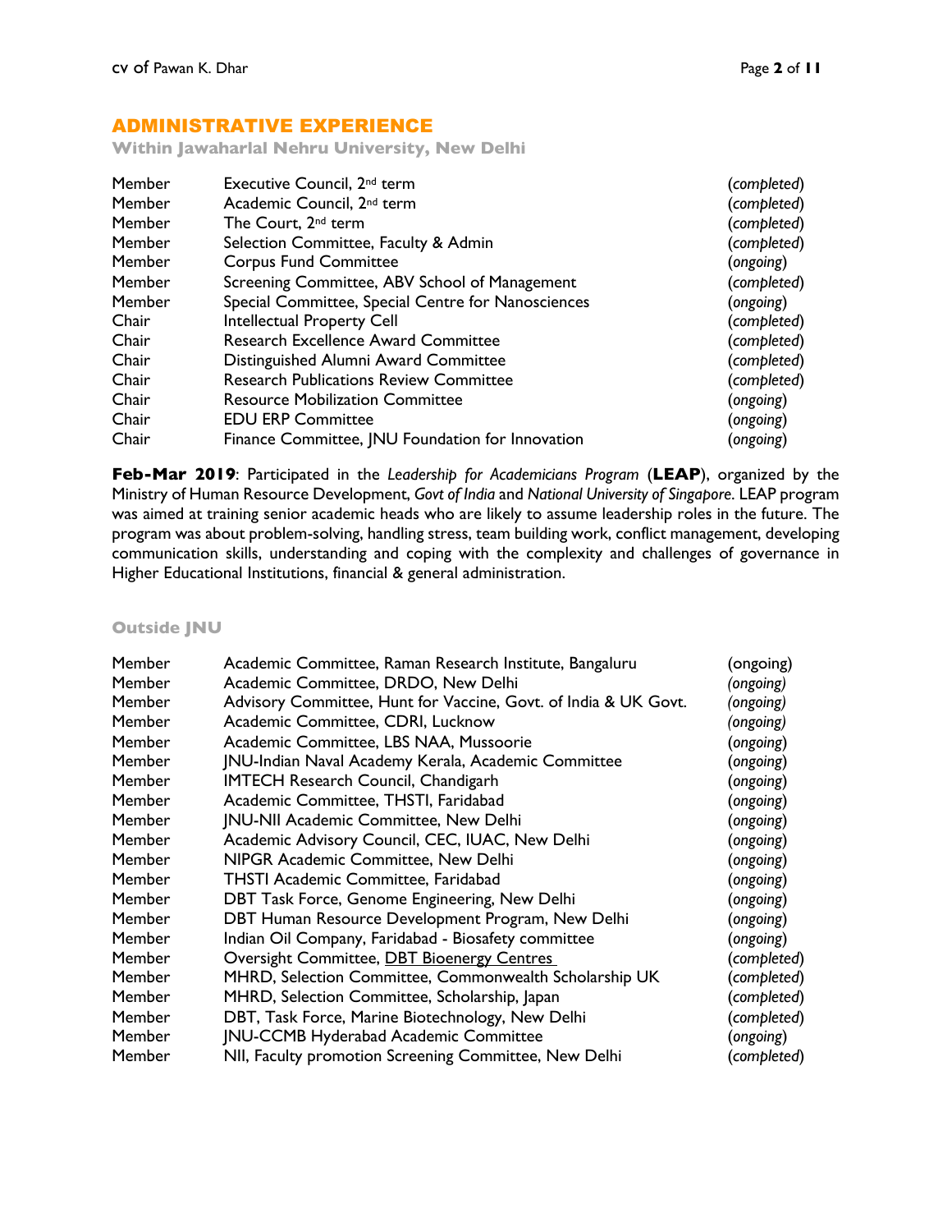## ADMINISTRATIVE EXPERIENCE

### Within Jawaharlal Nehru University, New Delhi

| | | |
|---|---|---|
| Member | Executive Council, 2nd term | (*completed*) |
| Member | Academic Council, 2nd term | (*completed*) |
| Member | The Court, 2nd term | (*completed*) |
| Member | Selection Committee, Faculty & Admin | (*completed*) |
| Member | Corpus Fund Committee | (*ongoing*) |
| Member | Screening Committee, ABV School of Management | (*completed*) |
| Member | Special Committee, Special Centre for Nanosciences | (*ongoing*) |
| Chair | Intellectual Property Cell | (*completed*) |
| Chair | Research Excellence Award Committee | (*completed*) |
| Chair | Distinguished Alumni Award Committee | (*completed*) |
| Chair | Research Publications Review Committee | (*completed*) |
| Chair | Resource Mobilization Committee | (*ongoing*) |
| Chair | EDU ERP Committee | (*ongoing*) |
| Chair | Finance Committee, JNU Foundation for Innovation | (*ongoing*) |

**Feb-Mar 2019**: Participated in the *Leadership for Academicians Program* (**LEAP**), organized by the Ministry of Human Resource Development, *Govt of India* and *National University of Singapore*. LEAP program was aimed at training senior academic heads who are likely to assume leadership roles in the future. The program was about problem-solving, handling stress, team building work, conflict management, developing communication skills, understanding and coping with the complexity and challenges of governance in Higher Educational Institutions, financial & general administration.

### Outside JNU

| | | |
|---|---|---|
| Member | Academic Committee, Raman Research Institute, Bangaluru | (ongoing) |
| Member | Academic Committee, DRDO, New Delhi | *(ongoing)* |
| Member | Advisory Committee, Hunt for Vaccine, Govt. of India & UK Govt. | *(ongoing)* |
| Member | Academic Committee, CDRI, Lucknow | *(ongoing)* |
| Member | Academic Committee, LBS NAA, Mussoorie | (*ongoing*) |
| Member | JNU-Indian Naval Academy Kerala, Academic Committee | (*ongoing*) |
| Member | IMTECH Research Council, Chandigarh | (*ongoing*) |
| Member | Academic Committee, THSTI, Faridabad | (*ongoing*) |
| Member | JNU-NII Academic Committee, New Delhi | (*ongoing*) |
| Member | Academic Advisory Council, CEC, IUAC, New Delhi | (*ongoing*) |
| Member | NIPGR Academic Committee, New Delhi | (*ongoing*) |
| Member | THSTI Academic Committee, Faridabad | (*ongoing*) |
| Member | DBT Task Force, Genome Engineering, New Delhi | (*ongoing*) |
| Member | DBT Human Resource Development Program, New Delhi | (*ongoing*) |
| Member | Indian Oil Company, Faridabad - Biosafety committee | (*ongoing*) |
| Member | Oversight Committee, DBT Bioenergy Centres | (*completed*) |
| Member | MHRD, Selection Committee, Commonwealth Scholarship UK | (*completed*) |
| Member | MHRD, Selection Committee, Scholarship, Japan | (*completed*) |
| Member | DBT, Task Force, Marine Biotechnology, New Delhi | (*completed*) |
| Member | JNU-CCMB Hyderabad Academic Committee | (*ongoing*) |
| Member | NII, Faculty promotion Screening Committee, New Delhi | (*completed*) |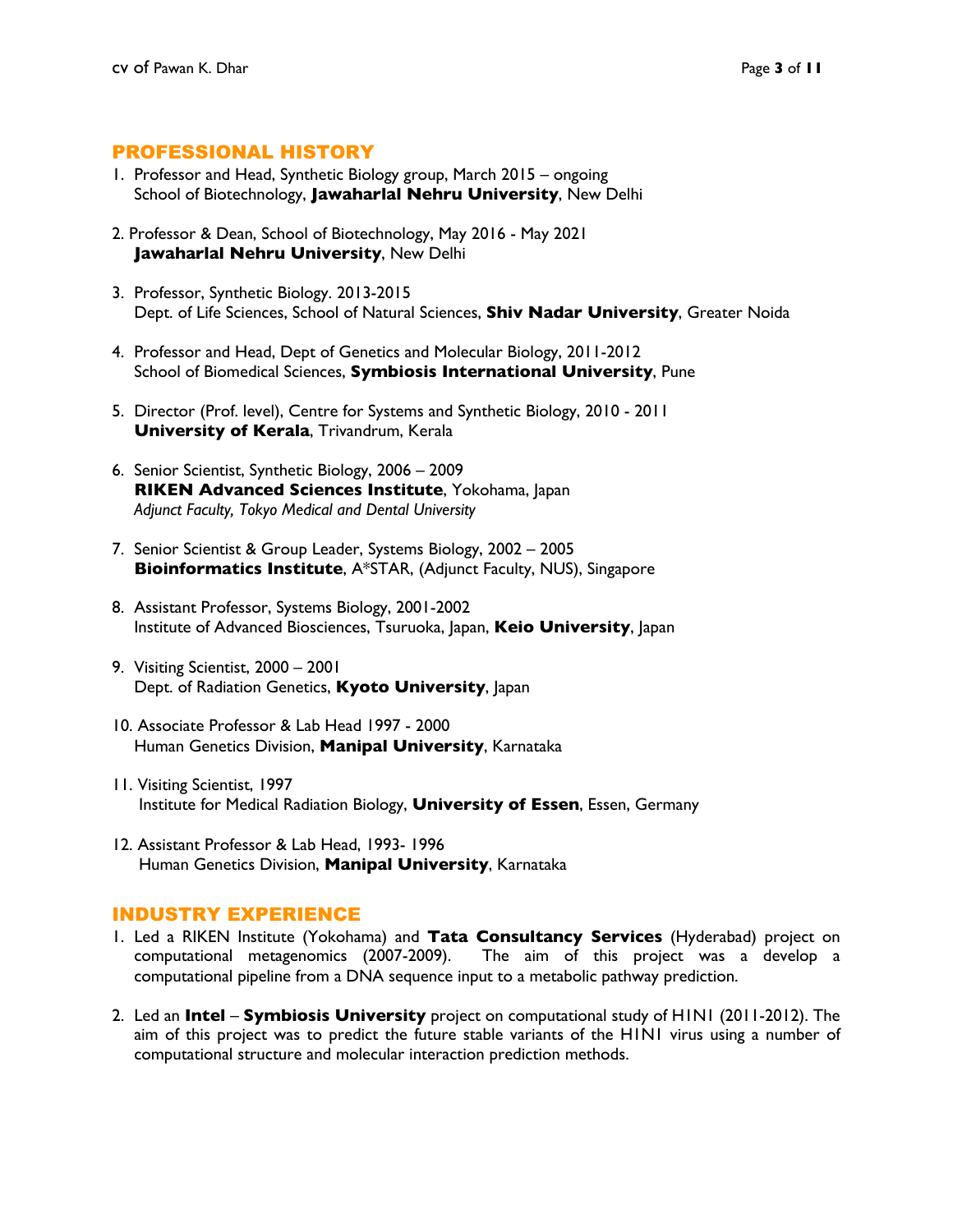## PROFESSIONAL HISTORY

1. Professor and Head, Synthetic Biology group, March 2015 – ongoing
   School of Biotechnology, **Jawaharlal Nehru University**, New Delhi

2. Professor & Dean, School of Biotechnology, May 2016 - May 2021
   **Jawaharlal Nehru University**, New Delhi

3. Professor, Synthetic Biology. 2013-2015
   Dept. of Life Sciences, School of Natural Sciences, **Shiv Nadar University**, Greater Noida

4. Professor and Head, Dept of Genetics and Molecular Biology, 2011-2012
   School of Biomedical Sciences, **Symbiosis International University**, Pune

5. Director (Prof. level), Centre for Systems and Synthetic Biology, 2010 - 2011
   **University of Kerala**, Trivandrum, Kerala

6. Senior Scientist, Synthetic Biology, 2006 – 2009
   **RIKEN Advanced Sciences Institute**, Yokohama, Japan
   *Adjunct Faculty, Tokyo Medical and Dental University*

7. Senior Scientist & Group Leader, Systems Biology, 2002 – 2005
   **Bioinformatics Institute**, A*STAR, (Adjunct Faculty, NUS), Singapore

8. Assistant Professor, Systems Biology, 2001-2002
   Institute of Advanced Biosciences, Tsuruoka, Japan, **Keio University**, Japan

9. Visiting Scientist, 2000 – 2001
   Dept. of Radiation Genetics, **Kyoto University**, Japan

10. Associate Professor & Lab Head 1997 - 2000
    Human Genetics Division, **Manipal University**, Karnataka

11. Visiting Scientist, 1997
    Institute for Medical Radiation Biology, **University of Essen**, Essen, Germany

12. Assistant Professor & Lab Head, 1993- 1996
    Human Genetics Division, **Manipal University**, Karnataka

## INDUSTRY EXPERIENCE

1. Led a RIKEN Institute (Yokohama) and **Tata Consultancy Services** (Hyderabad) project on computational metagenomics (2007-2009). The aim of this project was a develop a computational pipeline from a DNA sequence input to a metabolic pathway prediction.

2. Led an **Intel** – **Symbiosis University** project on computational study of H1N1 (2011-2012). The aim of this project was to predict the future stable variants of the H1N1 virus using a number of computational structure and molecular interaction prediction methods.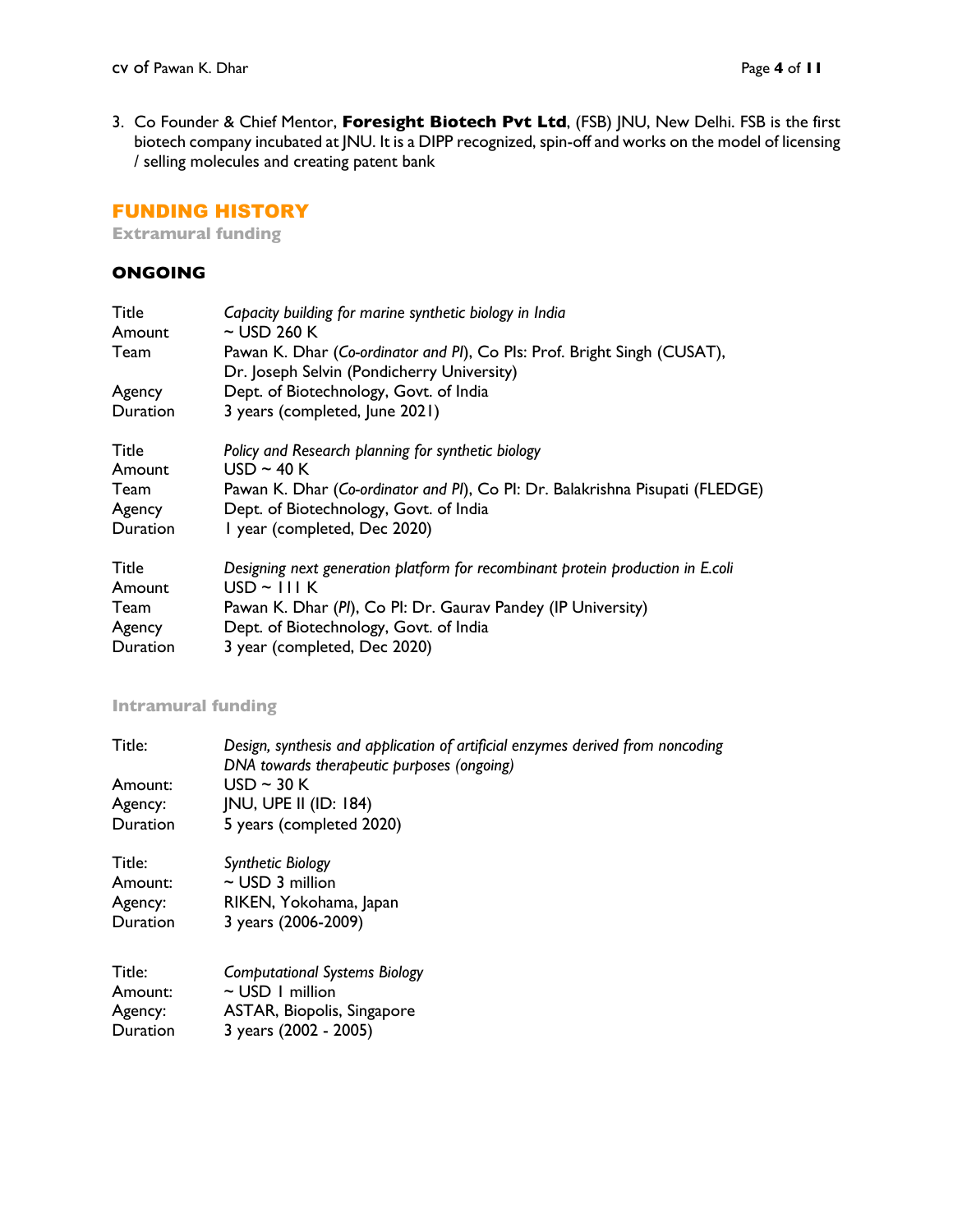3. Co Founder & Chief Mentor, **Foresight Biotech Pvt Ltd**, (FSB) JNU, New Delhi. FSB is the first biotech company incubated at JNU. It is a DIPP recognized, spin-off and works on the model of licensing / selling molecules and creating patent bank

## FUNDING HISTORY

### Extramural funding

#### ONGOING

| | |
|---|---|
| Title | *Capacity building for marine synthetic biology in India* |
| Amount | ~ USD 260 K |
| Team | Pawan K. Dhar (*Co-ordinator and PI*), Co PIs: Prof. Bright Singh (CUSAT), Dr. Joseph Selvin (Pondicherry University) |
| Agency | Dept. of Biotechnology, Govt. of India |
| Duration | 3 years (completed, June 2021) |

| | |
|---|---|
| Title | *Policy and Research planning for synthetic biology* |
| Amount | USD ~ 40 K |
| Team | Pawan K. Dhar (*Co-ordinator and PI*), Co PI: Dr. Balakrishna Pisupati (FLEDGE) |
| Agency | Dept. of Biotechnology, Govt. of India |
| Duration | 1 year (completed, Dec 2020) |

| | |
|---|---|
| Title | *Designing next generation platform for recombinant protein production in E.coli* |
| Amount | USD ~ 111 K |
| Team | Pawan K. Dhar (*PI*), Co PI: Dr. Gaurav Pandey (IP University) |
| Agency | Dept. of Biotechnology, Govt. of India |
| Duration | 3 year (completed, Dec 2020) |

### Intramural funding

| | |
|---|---|
| Title: | *Design, synthesis and application of artificial enzymes derived from noncoding DNA towards therapeutic purposes (ongoing)* |
| Amount: | USD ~ 30 K |
| Agency: | JNU, UPE II (ID: 184) |
| Duration | 5 years (completed 2020) |

| | |
|---|---|
| Title: | *Synthetic Biology* |
| Amount: | ~ USD 3 million |
| Agency: | RIKEN, Yokohama, Japan |
| Duration | 3 years (2006-2009) |

| | |
|---|---|
| Title: | *Computational Systems Biology* |
| Amount: | ~ USD 1 million |
| Agency: | ASTAR, Biopolis, Singapore |
| Duration | 3 years (2002 - 2005) |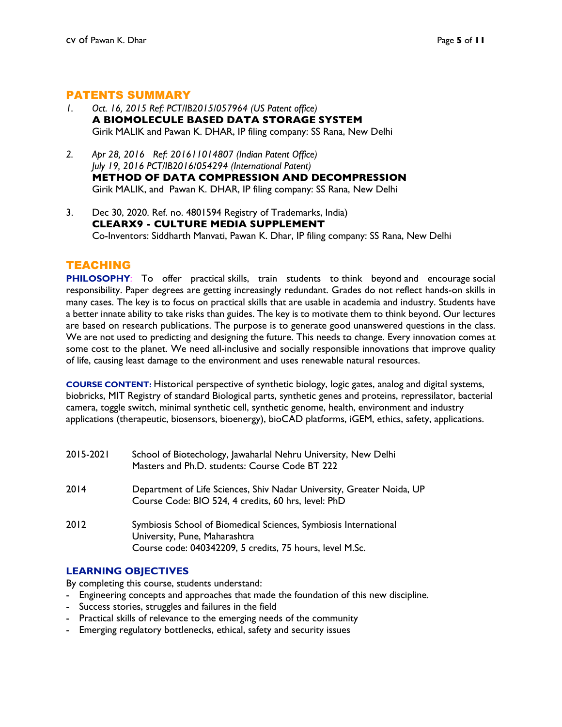## PATENTS SUMMARY

1. *Oct. 16, 2015 Ref: PCT/IB2015/057964 (US Patent office)*
   **A BIOMOLECULE BASED DATA STORAGE SYSTEM**
   Girik MALIK and Pawan K. DHAR, IP filing company: SS Rana, New Delhi

2. *Apr 28, 2016 Ref: 201611014807 (Indian Patent Office)*
   *July 19, 2016 PCT/IB2016/054294 (International Patent)*
   **METHOD OF DATA COMPRESSION AND DECOMPRESSION**
   Girik MALIK, and Pawan K. DHAR, IP filing company: SS Rana, New Delhi

3. Dec 30, 2020. Ref. no. 4801594 Registry of Trademarks, India)
   **CLEARX9 - CULTURE MEDIA SUPPLEMENT**
   Co-Inventors: Siddharth Manvati, Pawan K. Dhar, IP filing company: SS Rana, New Delhi

## TEACHING

**PHILOSOPHY**: To offer practical skills, train students to think beyond and encourage social responsibility. Paper degrees are getting increasingly redundant. Grades do not reflect hands-on skills in many cases. The key is to focus on practical skills that are usable in academia and industry. Students have a better innate ability to take risks than guides. The key is to motivate them to think beyond. Our lectures are based on research publications. The purpose is to generate good unanswered questions in the class. We are not used to predicting and designing the future. This needs to change. Every innovation comes at some cost to the planet. We need all-inclusive and socially responsible innovations that improve quality of life, causing least damage to the environment and uses renewable natural resources.

**COURSE CONTENT:** Historical perspective of synthetic biology, logic gates, analog and digital systems, biobricks, MIT Registry of standard Biological parts, synthetic genes and proteins, repressilator, bacterial camera, toggle switch, minimal synthetic cell, synthetic genome, health, environment and industry applications (therapeutic, biosensors, bioenergy), bioCAD platforms, iGEM, ethics, safety, applications.

| | |
|---|---|
| 2015-2021 | School of Biotechology, Jawaharlal Nehru University, New Delhi<br>Masters and Ph.D. students: Course Code BT 222 |
| 2014 | Department of Life Sciences, Shiv Nadar University, Greater Noida, UP<br>Course Code: BIO 524, 4 credits, 60 hrs, level: PhD |
| 2012 | Symbiosis School of Biomedical Sciences, Symbiosis International University, Pune, Maharashtra<br>Course code: 040342209, 5 credits, 75 hours, level M.Sc. |

### LEARNING OBJECTIVES

By completing this course, students understand:

- Engineering concepts and approaches that made the foundation of this new discipline.
- Success stories, struggles and failures in the field
- Practical skills of relevance to the emerging needs of the community
- Emerging regulatory bottlenecks, ethical, safety and security issues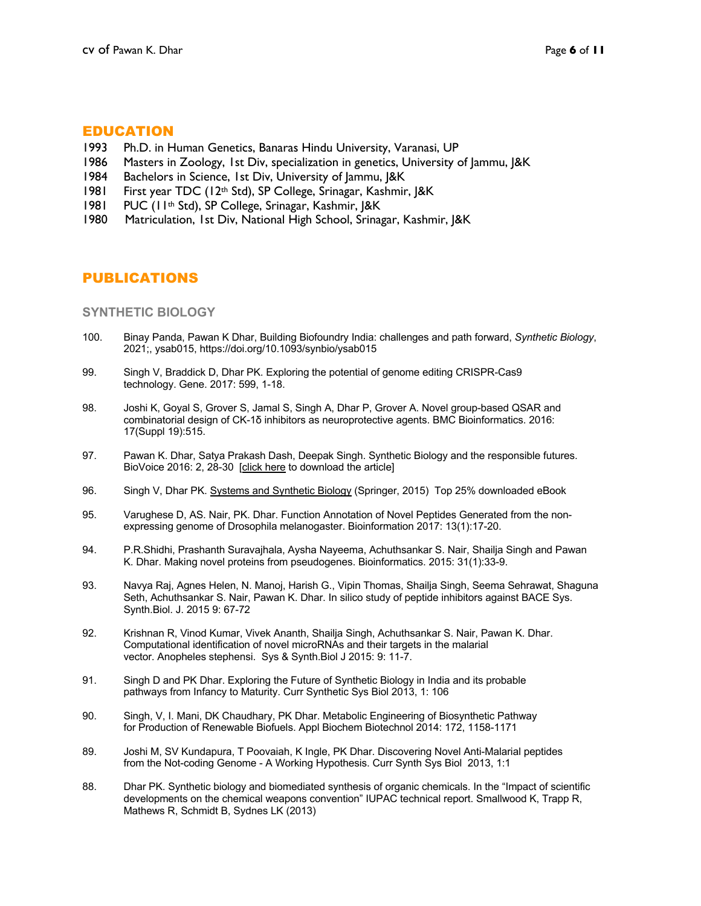## EDUCATION

1993 Ph.D. in Human Genetics, Banaras Hindu University, Varanasi, UP
1986 Masters in Zoology, 1st Div, specialization in genetics, University of Jammu, J&K
1984 Bachelors in Science, 1st Div, University of Jammu, J&K
1981 First year TDC (12th Std), SP College, Srinagar, Kashmir, J&K
1981 PUC (11th Std), SP College, Srinagar, Kashmir, J&K
1980 Matriculation, 1st Div, National High School, Srinagar, Kashmir, J&K

## PUBLICATIONS

### SYNTHETIC BIOLOGY

100. Binay Panda, Pawan K Dhar, Building Biofoundry India: challenges and path forward, *Synthetic Biology*, 2021;, ysab015, https://doi.org/10.1093/synbio/ysab015

99. Singh V, Braddick D, Dhar PK. Exploring the potential of genome editing CRISPR-Cas9 technology. Gene. 2017: 599, 1-18.

98. Joshi K, Goyal S, Grover S, Jamal S, Singh A, Dhar P, Grover A. Novel group-based QSAR and combinatorial design of CK-1δ inhibitors as neuroprotective agents. BMC Bioinformatics. 2016: 17(Suppl 19):515.

97. Pawan K. Dhar, Satya Prakash Dash, Deepak Singh. Synthetic Biology and the responsible futures. BioVoice 2016: 2, 28-30 [click here to download the article]

96. Singh V, Dhar PK. Systems and Synthetic Biology (Springer, 2015) Top 25% downloaded eBook

95. Varughese D, AS. Nair, PK. Dhar. Function Annotation of Novel Peptides Generated from the non-expressing genome of Drosophila melanogaster. Bioinformation 2017: 13(1):17-20.

94. P.R.Shidhi, Prashanth Suravajhala, Aysha Nayeema, Achuthsankar S. Nair, Shailja Singh and Pawan K. Dhar. Making novel proteins from pseudogenes. Bioinformatics. 2015: 31(1):33-9.

93. Navya Raj, Agnes Helen, N. Manoj, Harish G., Vipin Thomas, Shailja Singh, Seema Sehrawat, Shaguna Seth, Achuthsankar S. Nair, Pawan K. Dhar. In silico study of peptide inhibitors against BACE Sys. Synth.Biol. J. 2015 9: 67-72

92. Krishnan R, Vinod Kumar, Vivek Ananth, Shailja Singh, Achuthsankar S. Nair, Pawan K. Dhar. Computational identification of novel microRNAs and their targets in the malarial vector. Anopheles stephensi. Sys & Synth.Biol J 2015: 9: 11-7.

91. Singh D and PK Dhar. Exploring the Future of Synthetic Biology in India and its probable pathways from Infancy to Maturity. Curr Synthetic Sys Biol 2013, 1: 106

90. Singh, V, I. Mani, DK Chaudhary, PK Dhar. Metabolic Engineering of Biosynthetic Pathway for Production of Renewable Biofuels. Appl Biochem Biotechnol 2014: 172, 1158-1171

89. Joshi M, SV Kundapura, T Poovaiah, K Ingle, PK Dhar. Discovering Novel Anti-Malarial peptides from the Not-coding Genome - A Working Hypothesis. Curr Synth Sys Biol 2013, 1:1

88. Dhar PK. Synthetic biology and biomediated synthesis of organic chemicals. In the "Impact of scientific developments on the chemical weapons convention" IUPAC technical report. Smallwood K, Trapp R, Mathews R, Schmidt B, Sydnes LK (2013)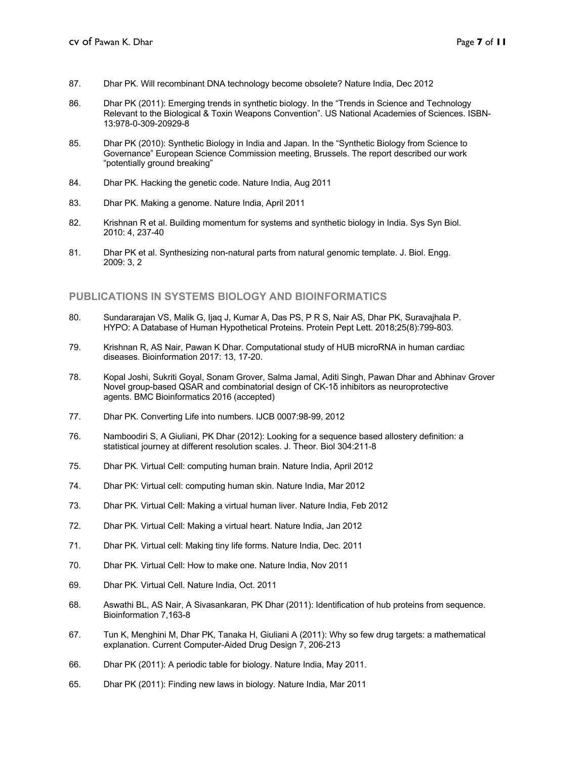87. Dhar PK. Will recombinant DNA technology become obsolete? Nature India, Dec 2012

86. Dhar PK (2011): Emerging trends in synthetic biology. In the "Trends in Science and Technology Relevant to the Biological & Toxin Weapons Convention". US National Academies of Sciences. ISBN-13:978-0-309-20929-8

85. Dhar PK (2010): Synthetic Biology in India and Japan. In the "Synthetic Biology from Science to Governance" European Science Commission meeting, Brussels. The report described our work "potentially ground breaking"

84. Dhar PK. Hacking the genetic code. Nature India, Aug 2011

83. Dhar PK. Making a genome. Nature India, April 2011

82. Krishnan R et al. Building momentum for systems and synthetic biology in India. Sys Syn Biol. 2010: 4, 237-40

81. Dhar PK et al. Synthesizing non-natural parts from natural genomic template. J. Biol. Engg. 2009: 3, 2

## PUBLICATIONS IN SYSTEMS BIOLOGY AND BIOINFORMATICS

80. Sundararajan VS, Malik G, Ijaq J, Kumar A, Das PS, P R S, Nair AS, Dhar PK, Suravajhala P. HYPO: A Database of Human Hypothetical Proteins. Protein Pept Lett. 2018;25(8):799-803.

79. Krishnan R, AS Nair, Pawan K Dhar. Computational study of HUB microRNA in human cardiac diseases. Bioinformation 2017: 13, 17-20.

78. Kopal Joshi, Sukriti Goyal, Sonam Grover, Salma Jamal, Aditi Singh, Pawan Dhar and Abhinav Grover Novel group-based QSAR and combinatorial design of CK-1δ inhibitors as neuroprotective agents. BMC Bioinformatics 2016 (accepted)

77. Dhar PK. Converting Life into numbers. IJCB 0007:98-99, 2012

76. Namboodiri S, A Giuliani, PK Dhar (2012): Looking for a sequence based allostery definition: a statistical journey at different resolution scales. J. Theor. Biol 304:211-8

75. Dhar PK. Virtual Cell: computing human brain. Nature India, April 2012

74. Dhar PK: Virtual cell: computing human skin. Nature India, Mar 2012

73. Dhar PK. Virtual Cell: Making a virtual human liver. Nature India, Feb 2012

72. Dhar PK. Virtual Cell: Making a virtual heart. Nature India, Jan 2012

71. Dhar PK. Virtual cell: Making tiny life forms. Nature India, Dec. 2011

70. Dhar PK. Virtual Cell: How to make one. Nature India, Nov 2011

69. Dhar PK. Virtual Cell. Nature India, Oct. 2011

68. Aswathi BL, AS Nair, A Sivasankaran, PK Dhar (2011): Identification of hub proteins from sequence. Bioinformation 7,163-8

67. Tun K, Menghini M, Dhar PK, Tanaka H, Giuliani A (2011): Why so few drug targets: a mathematical explanation. Current Computer-Aided Drug Design 7, 206-213

66. Dhar PK (2011): A periodic table for biology. Nature India, May 2011.

65. Dhar PK (2011): Finding new laws in biology. Nature India, Mar 2011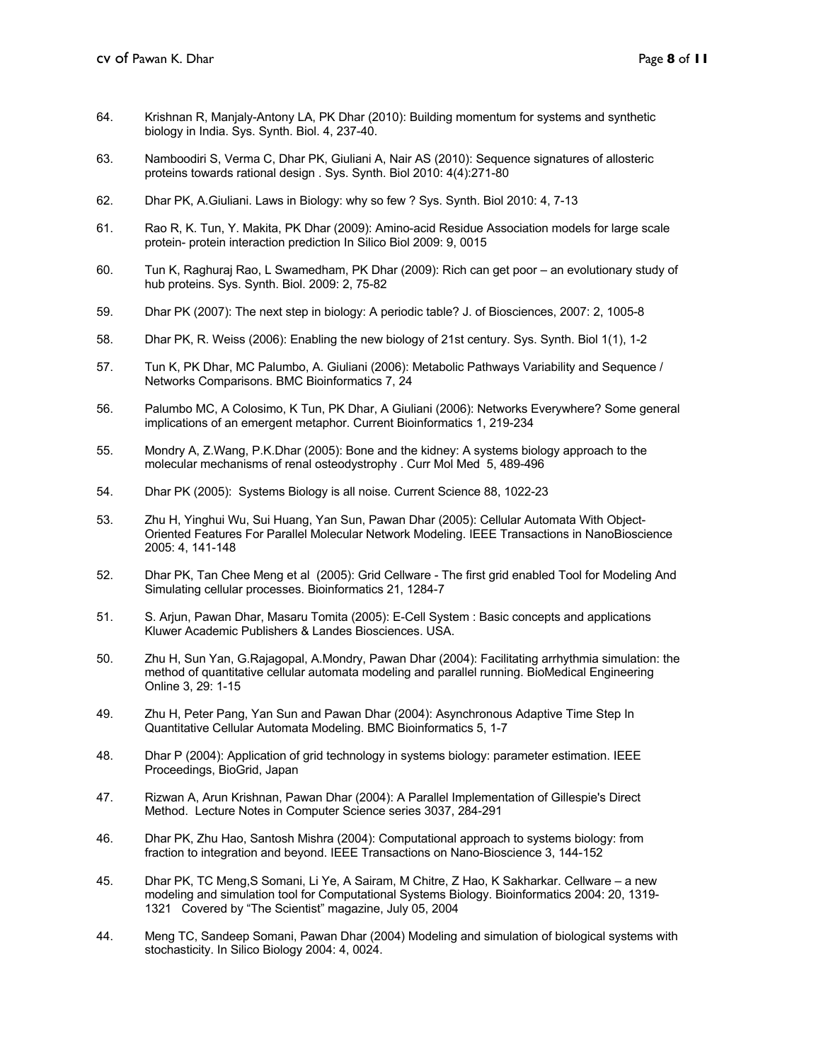64. Krishnan R, Manjaly-Antony LA, PK Dhar (2010): Building momentum for systems and synthetic biology in India. Sys. Synth. Biol. 4, 237-40.

63. Namboodiri S, Verma C, Dhar PK, Giuliani A, Nair AS (2010): Sequence signatures of allosteric proteins towards rational design . Sys. Synth. Biol 2010: 4(4):271-80

62. Dhar PK, A.Giuliani. Laws in Biology: why so few ? Sys. Synth. Biol 2010: 4, 7-13

61. Rao R, K. Tun, Y. Makita, PK Dhar (2009): Amino-acid Residue Association models for large scale protein- protein interaction prediction In Silico Biol 2009: 9, 0015

60. Tun K, Raghuraj Rao, L Swamedham, PK Dhar (2009): Rich can get poor – an evolutionary study of hub proteins. Sys. Synth. Biol. 2009: 2, 75-82

59. Dhar PK (2007): The next step in biology: A periodic table? J. of Biosciences, 2007: 2, 1005-8

58. Dhar PK, R. Weiss (2006): Enabling the new biology of 21st century. Sys. Synth. Biol 1(1), 1-2

57. Tun K, PK Dhar, MC Palumbo, A. Giuliani (2006): Metabolic Pathways Variability and Sequence / Networks Comparisons. BMC Bioinformatics 7, 24

56. Palumbo MC, A Colosimo, K Tun, PK Dhar, A Giuliani (2006): Networks Everywhere? Some general implications of an emergent metaphor. Current Bioinformatics 1, 219-234

55. Mondry A, Z.Wang, P.K.Dhar (2005): Bone and the kidney: A systems biology approach to the molecular mechanisms of renal osteodystrophy . Curr Mol Med 5, 489-496

54. Dhar PK (2005): Systems Biology is all noise. Current Science 88, 1022-23

53. Zhu H, Yinghui Wu, Sui Huang, Yan Sun, Pawan Dhar (2005): Cellular Automata With Object-Oriented Features For Parallel Molecular Network Modeling. IEEE Transactions in NanoBioscience 2005: 4, 141-148

52. Dhar PK, Tan Chee Meng et al (2005): Grid Cellware - The first grid enabled Tool for Modeling And Simulating cellular processes. Bioinformatics 21, 1284-7

51. S. Arjun, Pawan Dhar, Masaru Tomita (2005): E-Cell System : Basic concepts and applications Kluwer Academic Publishers & Landes Biosciences. USA.

50. Zhu H, Sun Yan, G.Rajagopal, A.Mondry, Pawan Dhar (2004): Facilitating arrhythmia simulation: the method of quantitative cellular automata modeling and parallel running. BioMedical Engineering Online 3, 29: 1-15

49. Zhu H, Peter Pang, Yan Sun and Pawan Dhar (2004): Asynchronous Adaptive Time Step In Quantitative Cellular Automata Modeling. BMC Bioinformatics 5, 1-7

48. Dhar P (2004): Application of grid technology in systems biology: parameter estimation. IEEE Proceedings, BioGrid, Japan

47. Rizwan A, Arun Krishnan, Pawan Dhar (2004): A Parallel Implementation of Gillespie's Direct Method. Lecture Notes in Computer Science series 3037, 284-291

46. Dhar PK, Zhu Hao, Santosh Mishra (2004): Computational approach to systems biology: from fraction to integration and beyond. IEEE Transactions on Nano-Bioscience 3, 144-152

45. Dhar PK, TC Meng,S Somani, Li Ye, A Sairam, M Chitre, Z Hao, K Sakharkar. Cellware – a new modeling and simulation tool for Computational Systems Biology. Bioinformatics 2004: 20, 1319-1321 Covered by "The Scientist" magazine, July 05, 2004

44. Meng TC, Sandeep Somani, Pawan Dhar (2004) Modeling and simulation of biological systems with stochasticity. In Silico Biology 2004: 4, 0024.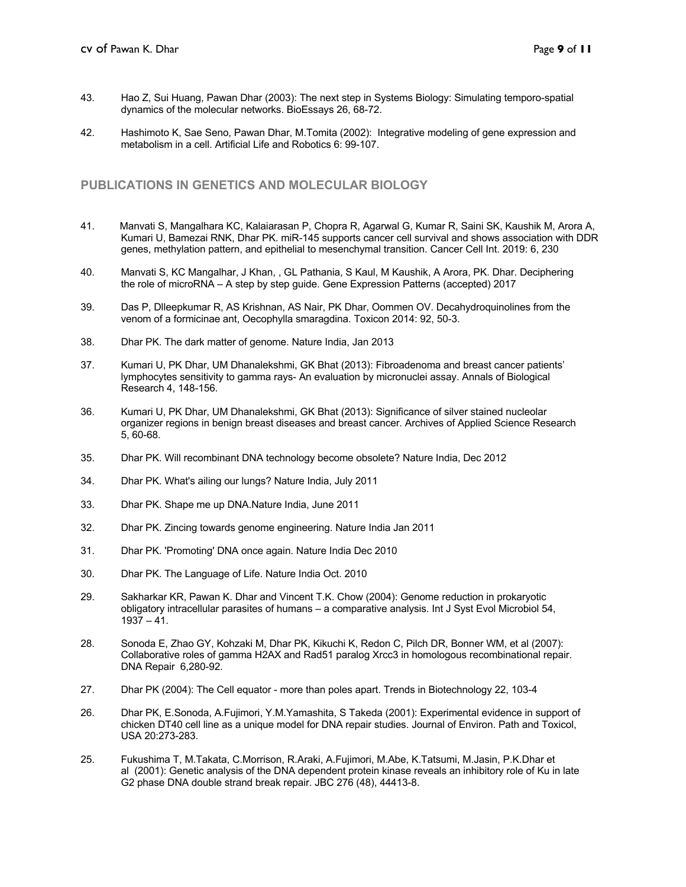43. Hao Z, Sui Huang, Pawan Dhar (2003): The next step in Systems Biology: Simulating temporo-spatial dynamics of the molecular networks. BioEssays 26, 68-72.

42. Hashimoto K, Sae Seno, Pawan Dhar, M.Tomita (2002): Integrative modeling of gene expression and metabolism in a cell. Artificial Life and Robotics 6: 99-107.

## PUBLICATIONS IN GENETICS AND MOLECULAR BIOLOGY

41. Manvati S, Mangalhara KC, Kalaiarasan P, Chopra R, Agarwal G, Kumar R, Saini SK, Kaushik M, Arora A, Kumari U, Bamezai RNK, Dhar PK. miR-145 supports cancer cell survival and shows association with DDR genes, methylation pattern, and epithelial to mesenchymal transition. Cancer Cell Int. 2019: 6, 230

40. Manvati S, KC Mangalhar, J Khan, , GL Pathania, S Kaul, M Kaushik, A Arora, PK. Dhar. Deciphering the role of microRNA – A step by step guide. Gene Expression Patterns (accepted) 2017

39. Das P, DIleepkumar R, AS Krishnan, AS Nair, PK Dhar, Oommen OV. Decahydroquinolines from the venom of a formicinae ant, Oecophylla smaragdina. Toxicon 2014: 92, 50-3.

38. Dhar PK. The dark matter of genome. Nature India, Jan 2013

37. Kumari U, PK Dhar, UM Dhanalekshmi, GK Bhat (2013): Fibroadenoma and breast cancer patients' lymphocytes sensitivity to gamma rays- An evaluation by micronuclei assay. Annals of Biological Research 4, 148-156.

36. Kumari U, PK Dhar, UM Dhanalekshmi, GK Bhat (2013): Significance of silver stained nucleolar organizer regions in benign breast diseases and breast cancer. Archives of Applied Science Research 5, 60-68.

35. Dhar PK. Will recombinant DNA technology become obsolete? Nature India, Dec 2012

34. Dhar PK. What's ailing our lungs? Nature India, July 2011

33. Dhar PK. Shape me up DNA.Nature India, June 2011

32. Dhar PK. Zincing towards genome engineering. Nature India Jan 2011

31. Dhar PK. 'Promoting' DNA once again. Nature India Dec 2010

30. Dhar PK. The Language of Life. Nature India Oct. 2010

29. Sakharkar KR, Pawan K. Dhar and Vincent T.K. Chow (2004): Genome reduction in prokaryotic obligatory intracellular parasites of humans – a comparative analysis. Int J Syst Evol Microbiol 54, 1937 – 41.

28. Sonoda E, Zhao GY, Kohzaki M, Dhar PK, Kikuchi K, Redon C, Pilch DR, Bonner WM, et al (2007): Collaborative roles of gamma H2AX and Rad51 paralog Xrcc3 in homologous recombinational repair. DNA Repair 6,280-92.

27. Dhar PK (2004): The Cell equator - more than poles apart. Trends in Biotechnology 22, 103-4

26. Dhar PK, E.Sonoda, A.Fujimori, Y.M.Yamashita, S Takeda (2001): Experimental evidence in support of chicken DT40 cell line as a unique model for DNA repair studies. Journal of Environ. Path and Toxicol, USA 20:273-283.

25. Fukushima T, M.Takata, C.Morrison, R.Araki, A.Fujimori, M.Abe, K.Tatsumi, M.Jasin, P.K.Dhar et al (2001): Genetic analysis of the DNA dependent protein kinase reveals an inhibitory role of Ku in late G2 phase DNA double strand break repair. JBC 276 (48), 44413-8.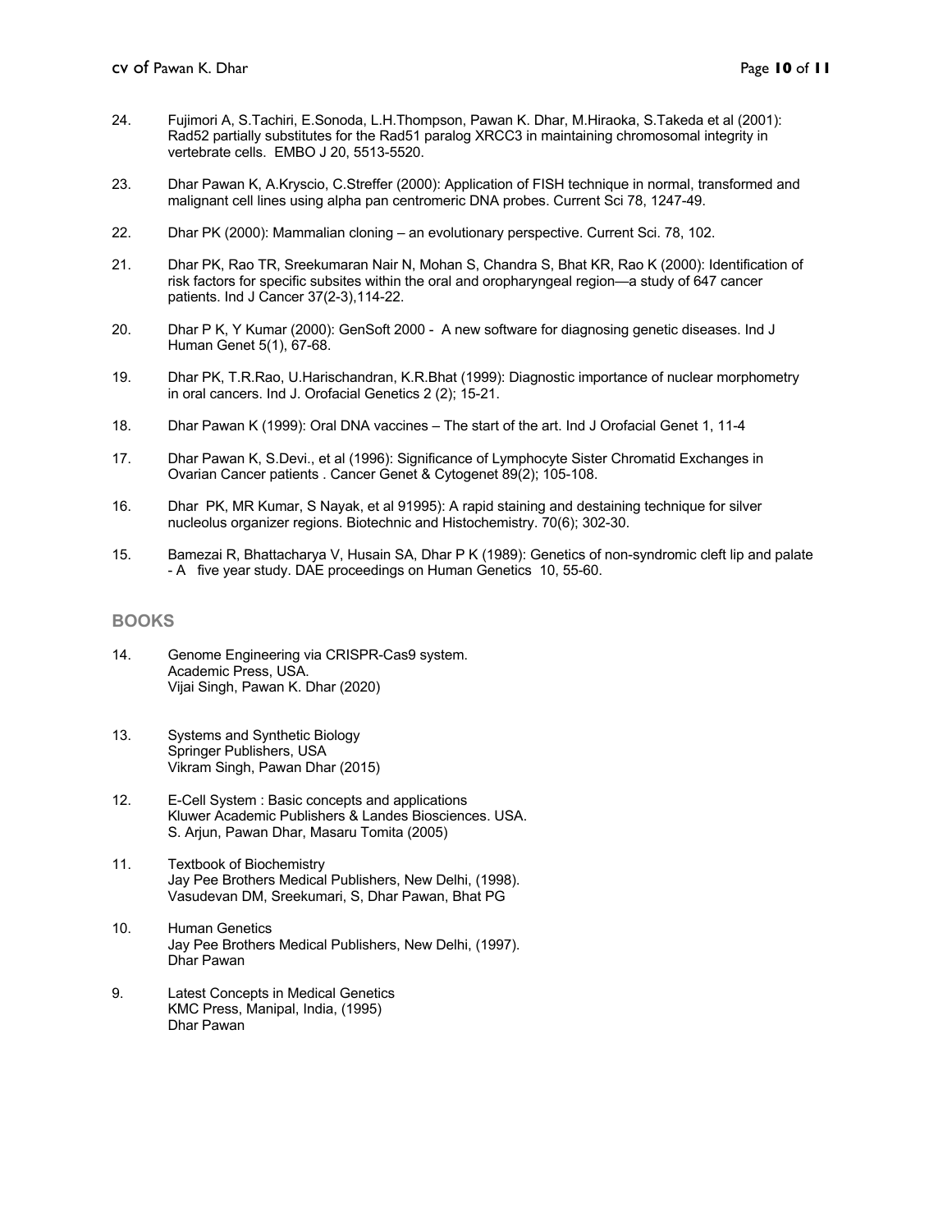24. Fujimori A, S.Tachiri, E.Sonoda, L.H.Thompson, Pawan K. Dhar, M.Hiraoka, S.Takeda et al (2001): Rad52 partially substitutes for the Rad51 paralog XRCC3 in maintaining chromosomal integrity in vertebrate cells. EMBO J 20, 5513-5520.

23. Dhar Pawan K, A.Kryscio, C.Streffer (2000): Application of FISH technique in normal, transformed and malignant cell lines using alpha pan centromeric DNA probes. Current Sci 78, 1247-49.

22. Dhar PK (2000): Mammalian cloning – an evolutionary perspective. Current Sci. 78, 102.

21. Dhar PK, Rao TR, Sreekumaran Nair N, Mohan S, Chandra S, Bhat KR, Rao K (2000): Identification of risk factors for specific subsites within the oral and oropharyngeal region—a study of 647 cancer patients. Ind J Cancer 37(2-3),114-22.

20. Dhar P K, Y Kumar (2000): GenSoft 2000 - A new software for diagnosing genetic diseases. Ind J Human Genet 5(1), 67-68.

19. Dhar PK, T.R.Rao, U.Harischandran, K.R.Bhat (1999): Diagnostic importance of nuclear morphometry in oral cancers. Ind J. Orofacial Genetics 2 (2); 15-21.

18. Dhar Pawan K (1999): Oral DNA vaccines – The start of the art. Ind J Orofacial Genet 1, 11-4

17. Dhar Pawan K, S.Devi., et al (1996): Significance of Lymphocyte Sister Chromatid Exchanges in Ovarian Cancer patients . Cancer Genet & Cytogenet 89(2); 105-108.

16. Dhar PK, MR Kumar, S Nayak, et al 91995): A rapid staining and destaining technique for silver nucleolus organizer regions. Biotechnic and Histochemistry. 70(6); 302-30.

15. Bamezai R, Bhattacharya V, Husain SA, Dhar P K (1989): Genetics of non-syndromic cleft lip and palate - A five year study. DAE proceedings on Human Genetics 10, 55-60.

## BOOKS

14. Genome Engineering via CRISPR-Cas9 system.
Academic Press, USA.
Vijai Singh, Pawan K. Dhar (2020)

13. Systems and Synthetic Biology
Springer Publishers, USA
Vikram Singh, Pawan Dhar (2015)

12. E-Cell System : Basic concepts and applications
Kluwer Academic Publishers & Landes Biosciences. USA.
S. Arjun, Pawan Dhar, Masaru Tomita (2005)

11. Textbook of Biochemistry
Jay Pee Brothers Medical Publishers, New Delhi, (1998).
Vasudevan DM, Sreekumari, S, Dhar Pawan, Bhat PG

10. Human Genetics
Jay Pee Brothers Medical Publishers, New Delhi, (1997).
Dhar Pawan

9. Latest Concepts in Medical Genetics
KMC Press, Manipal, India, (1995)
Dhar Pawan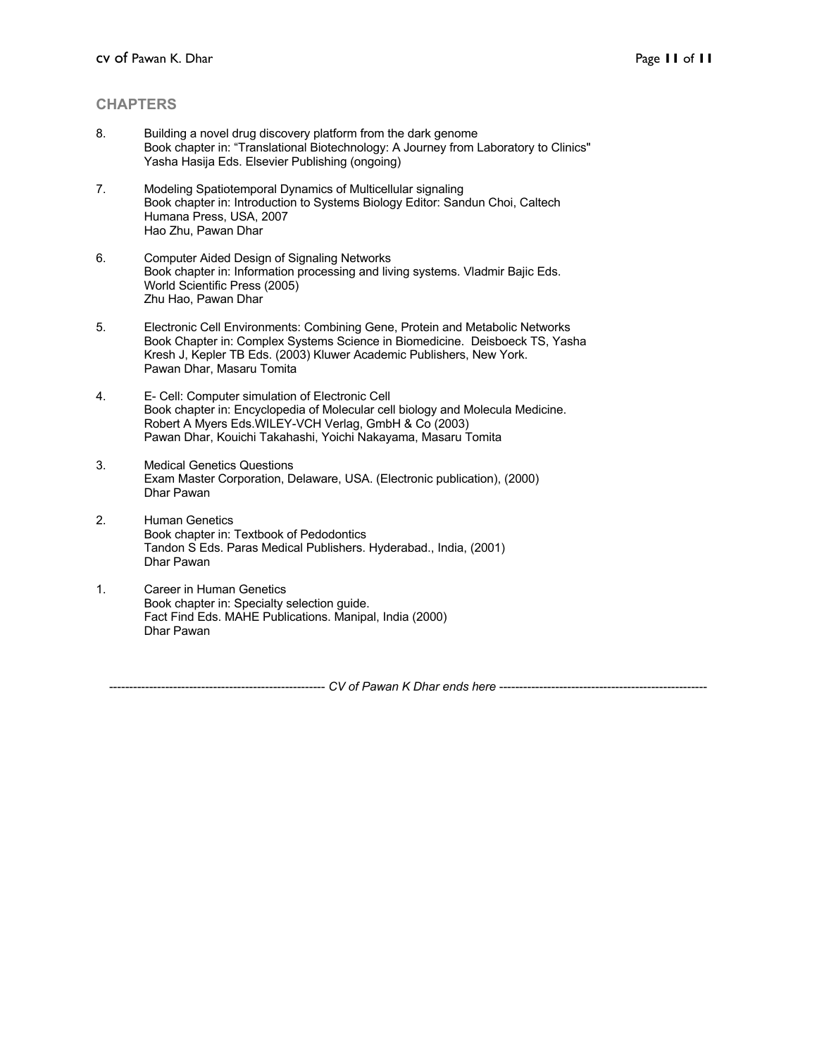## CHAPTERS

8. Building a novel drug discovery platform from the dark genome
   Book chapter in: “Translational Biotechnology: A Journey from Laboratory to Clinics"
   Yasha Hasija Eds. Elsevier Publishing (ongoing)

7. Modeling Spatiotemporal Dynamics of Multicellular signaling
   Book chapter in: Introduction to Systems Biology Editor: Sandun Choi, Caltech
   Humana Press, USA, 2007
   Hao Zhu, Pawan Dhar

6. Computer Aided Design of Signaling Networks
   Book chapter in: Information processing and living systems. Vladmir Bajic Eds.
   World Scientific Press (2005)
   Zhu Hao, Pawan Dhar

5. Electronic Cell Environments: Combining Gene, Protein and Metabolic Networks
   Book Chapter in: Complex Systems Science in Biomedicine. Deisboeck TS, Yasha
   Kresh J, Kepler TB Eds. (2003) Kluwer Academic Publishers, New York.
   Pawan Dhar, Masaru Tomita

4. E- Cell: Computer simulation of Electronic Cell
   Book chapter in: Encyclopedia of Molecular cell biology and Molecula Medicine.
   Robert A Myers Eds.WILEY-VCH Verlag, GmbH & Co (2003)
   Pawan Dhar, Kouichi Takahashi, Yoichi Nakayama, Masaru Tomita

3. Medical Genetics Questions
   Exam Master Corporation, Delaware, USA. (Electronic publication), (2000)
   Dhar Pawan

2. Human Genetics
   Book chapter in: Textbook of Pedodontics
   Tandon S Eds. Paras Medical Publishers. Hyderabad., India, (2001)
   Dhar Pawan

1. Career in Human Genetics
   Book chapter in: Specialty selection guide.
   Fact Find Eds. MAHE Publications. Manipal, India (2000)
   Dhar Pawan

------------------------------------------------------ *CV of Pawan K Dhar ends here* ----------------------------------------------------